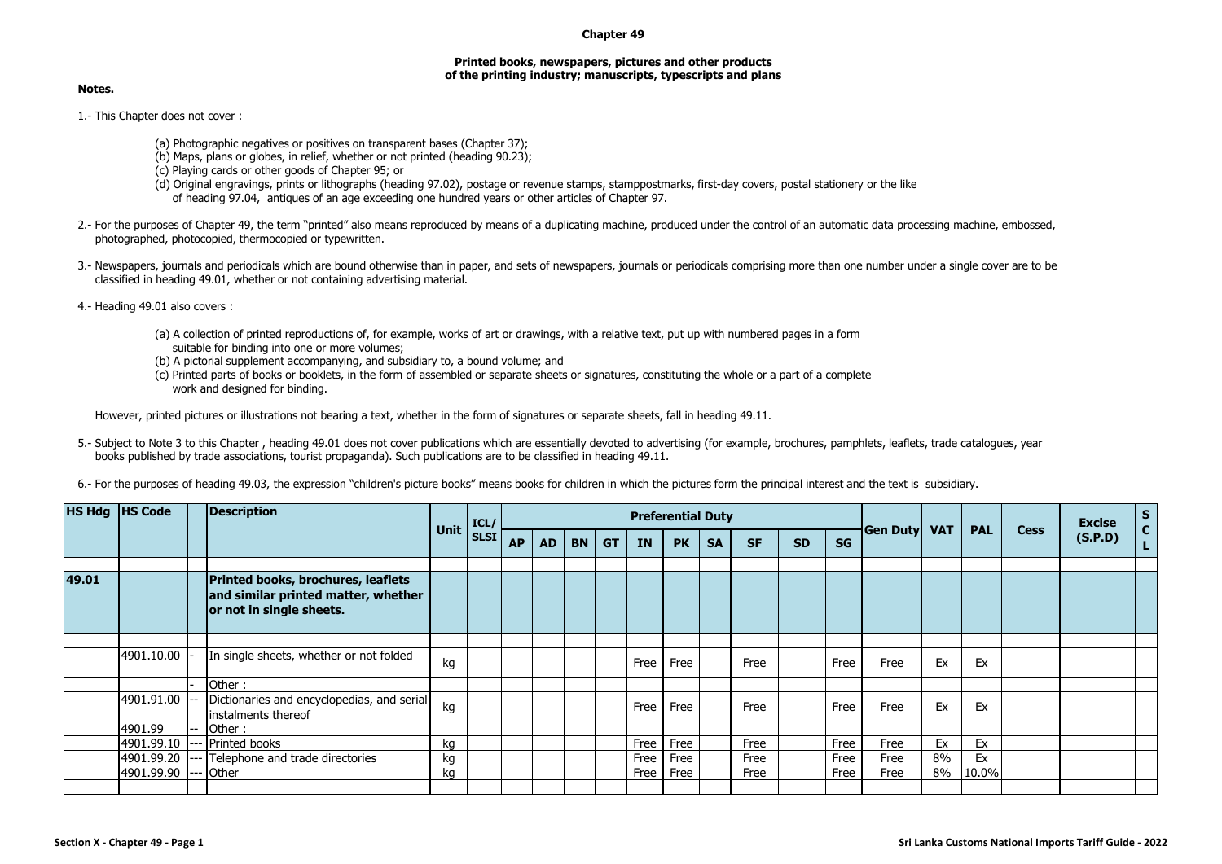# Chapter 49

## Printed books, newspapers, pictures and other products of the printing industry; manuscripts, typescripts and plans

**Notes.**

1.- This Chapter does not cover :

(a) Photographic negatives or positives on transparent bases (Chapter 37);
(b) Maps, plans or globes, in relief, whether or not printed (heading 90.23);
(c) Playing cards or other goods of Chapter 95; or
(d) Original engravings, prints or lithographs (heading 97.02), postage or revenue stamps, stamppostmarks, first-day covers, postal stationery or the like of heading 97.04, antiques of an age exceeding one hundred years or other articles of Chapter 97.

2.- For the purposes of Chapter 49, the term "printed" also means reproduced by means of a duplicating machine, produced under the control of an automatic data processing machine, embossed, photographed, photocopied, thermocopied or typewritten.

3.- Newspapers, journals and periodicals which are bound otherwise than in paper, and sets of newspapers, journals or periodicals comprising more than one number under a single cover are to be classified in heading 49.01, whether or not containing advertising material.

4.- Heading 49.01 also covers :

(a) A collection of printed reproductions of, for example, works of art or drawings, with a relative text, put up with numbered pages in a form suitable for binding into one or more volumes;
(b) A pictorial supplement accompanying, and subsidiary to, a bound volume; and
(c) Printed parts of books or booklets, in the form of assembled or separate sheets or signatures, constituting the whole or a part of a complete work and designed for binding.

However, printed pictures or illustrations not bearing a text, whether in the form of signatures or separate sheets, fall in heading 49.11.

5.- Subject to Note 3 to this Chapter , heading 49.01 does not cover publications which are essentially devoted to advertising (for example, brochures, pamphlets, leaflets, trade catalogues, year books published by trade associations, tourist propaganda). Such publications are to be classified in heading 49.11.

6.- For the purposes of heading 49.03, the expression "children's picture books" means books for children in which the pictures form the principal interest and the text is subsidiary.

| HS Hdg | HS Code | | Description | Unit | ICL/ SLSI | Preferential Duty | | | | | | | | | | Gen Duty | VAT | PAL | Cess | Excise (S.P.D) | SCL |
|---|---|---|---|---|---|---|---|---|---|---|---|---|---|---|---|---|---|---|---|---|---|
| | | | | | | AP | AD | BN | GT | IN | PK | SA | SF | SD | SG | | | | | | |
| **49.01** | | | **Printed books, brochures, leaflets and similar printed matter, whether or not in single sheets.** | | | | | | | | | | | | | | | | | | |
| | 4901.10.00 | - | In single sheets, whether or not folded | kg | | | | | | Free | Free | | Free | | Free | Free | Ex | Ex | | | |
| | | - | Other : | | | | | | | | | | | | | | | | | | |
| | 4901.91.00 | -- | Dictionaries and encyclopedias, and serial instalments thereof | kg | | | | | | Free | Free | | Free | | Free | Free | Ex | Ex | | | |
| | 4901.99 | -- | Other : | | | | | | | | | | | | | | | | | | |
| | 4901.99.10 | --- | Printed books | kg | | | | | | Free | Free | | Free | | Free | Free | Ex | Ex | | | |
| | 4901.99.20 | --- | Telephone and trade directories | kg | | | | | | Free | Free | | Free | | Free | Free | 8% | Ex | | | |
| | 4901.99.90 | --- | Other | kg | | | | | | Free | Free | | Free | | Free | Free | 8% | 10.0% | | | |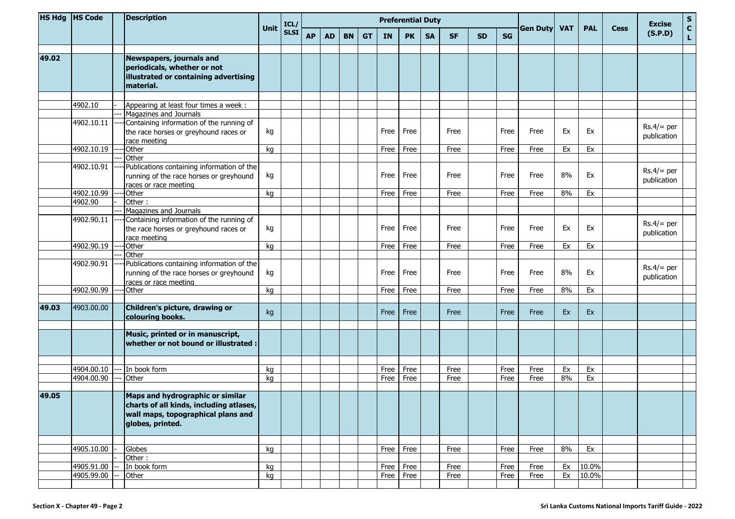| HS Hdg | HS Code | | Description | Unit | ICL/ SLSI | Preferential Duty | | | | | | | | | | Gen Duty | VAT | PAL | Cess | Excise (S.P.D) | S C L |
|---|---|---|---|---|---|---|---|---|---|---|---|---|---|---|---|---|---|---|---|---|---|
| | | | | | | AP | AD | BN | GT | IN | PK | SA | SF | SD | SG | | | | | | |
| 49.02 | | | **Newspapers, journals and periodicals, whether or not illustrated or containing advertising material.** | | | | | | | | | | | | | | | | | | |
| | 4902.10 | - | Appearing at least four times a week : | | | | | | | | | | | | | | | | | | |
| | | --- | Magazines and Journals | | | | | | | | | | | | | | | | | | |
| | 4902.10.11 | ---- | Containing information of the running of the race horses or greyhound races or race meeting | kg | | | | | | Free | Free | | Free | | Free | Free | Ex | Ex | | Rs.4/= per publication | |
| | 4902.10.19 | ---- | Other | kg | | | | | | Free | Free | | Free | | Free | Free | Ex | Ex | | | |
| | | --- | Other | | | | | | | | | | | | | | | | | | |
| | 4902.10.91 | ---- | Publications containing information of the running of the race horses or greyhound races or race meeting | kg | | | | | | Free | Free | | Free | | Free | Free | 8% | Ex | | Rs.4/= per publication | |
| | 4902.10.99 | ---- | Other | kg | | | | | | Free | Free | | Free | | Free | Free | 8% | Ex | | | |
| | 4902.90 | - | Other : | | | | | | | | | | | | | | | | | | |
| | | --- | Magazines and Journals | | | | | | | | | | | | | | | | | | |
| | 4902.90.11 | ---- | Containing information of the running of the race horses or greyhound races or race meeting | kg | | | | | | Free | Free | | Free | | Free | Free | Ex | Ex | | Rs.4/= per publication | |
| | 4902.90.19 | ---- | Other | kg | | | | | | Free | Free | | Free | | Free | Free | Ex | Ex | | | |
| | | --- | Other | | | | | | | | | | | | | | | | | | |
| | 4902.90.91 | ---- | Publications containing information of the running of the race horses or greyhound races or race meeting | kg | | | | | | Free | Free | | Free | | Free | Free | 8% | Ex | | Rs.4/= per publication | |
| | 4902.90.99 | ---- | Other | kg | | | | | | Free | Free | | Free | | Free | Free | 8% | Ex | | | |
| 49.03 | 4903.00.00 | | **Children's picture, drawing or colouring books.** | kg | | | | | | Free | Free | | Free | | Free | Free | Ex | Ex | | | |
| | | | **Music, printed or in manuscript, whether or not bound or illustrated :** | | | | | | | | | | | | | | | | | | |
| | 4904.00.10 | --- | In book form | kg | | | | | | Free | Free | | Free | | Free | Free | Ex | Ex | | | |
| | 4904.00.90 | --- | Other | kg | | | | | | Free | Free | | Free | | Free | Free | 8% | Ex | | | |
| 49.05 | | | **Maps and hydrographic or similar charts of all kinds, including atlases, wall maps, topographical plans and globes, printed.** | | | | | | | | | | | | | | | | | | |
| | 4905.10.00 | - | Globes | kg | | | | | | Free | Free | | Free | | Free | Free | 8% | Ex | | | |
| | | - | Other : | | | | | | | | | | | | | | | | | | |
| | 4905.91.00 | -- | In book form | kg | | | | | | Free | Free | | Free | | Free | Free | Ex | 10.0% | | | |
| | 4905.99.00 | -- | Other | kg | | | | | | Free | Free | | Free | | Free | Free | Ex | 10.0% | | | |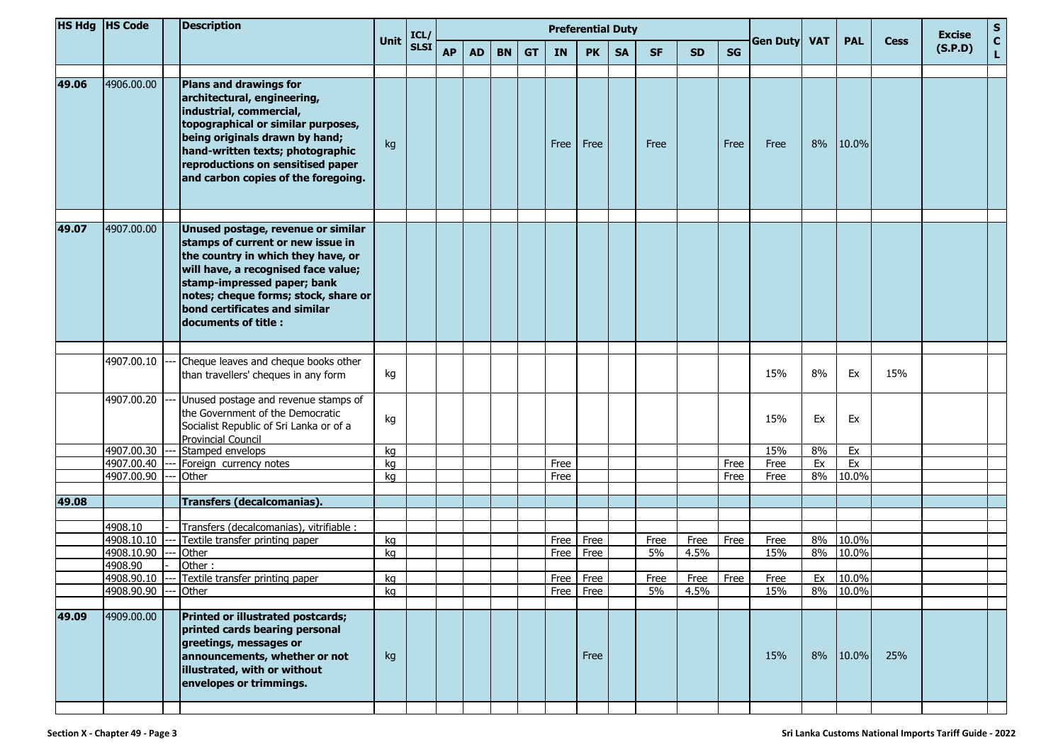| HS Hdg | HS Code | | Description | Unit | ICL/ SLSI | Preferential Duty | | | | | | | | | | Gen Duty | VAT | PAL | Cess | Excise (S.P.D) | S C L |
|---|---|---|---|---|---|---|---|---|---|---|---|---|---|---|---|---|---|---|---|---|---|
| | | | | | | AP | AD | BN | GT | IN | PK | SA | SF | SD | SG | | | | | | |
| 49.06 | 4906.00.00 | | **Plans and drawings for architectural, engineering, industrial, commercial, topographical or similar purposes, being originals drawn by hand; hand-written texts; photographic reproductions on sensitised paper and carbon copies of the foregoing.** | kg | | | | | | Free | Free | | Free | | Free | Free | 8% | 10.0% | | | |
| 49.07 | 4907.00.00 | | **Unused postage, revenue or similar stamps of current or new issue in the country in which they have, or will have, a recognised face value; stamp-impressed paper; bank notes; cheque forms; stock, share or bond certificates and similar documents of title :** | | | | | | | | | | | | | | | | | | |
| | 4907.00.10 | --- | Cheque leaves and cheque books other than travellers' cheques in any form | kg | | | | | | | | | | | | 15% | 8% | Ex | 15% | | |
| | 4907.00.20 | --- | Unused postage and revenue stamps of the Government of the Democratic Socialist Republic of Sri Lanka or of a Provincial Council | kg | | | | | | | | | | | | 15% | Ex | Ex | | | |
| | 4907.00.30 | --- | Stamped envelops | kg | | | | | | | | | | | | 15% | 8% | Ex | | | |
| | 4907.00.40 | --- | Foreign currency notes | kg | | | | | | Free | | | | | Free | Free | Ex | Ex | | | |
| | 4907.00.90 | --- | Other | kg | | | | | | Free | | | | | Free | Free | 8% | 10.0% | | | |
| 49.08 | | | **Transfers (decalcomanias).** | | | | | | | | | | | | | | | | | | |
| | 4908.10 | - | Transfers (decalcomanias), vitrifiable : | | | | | | | | | | | | | | | | | | |
| | 4908.10.10 | --- | Textile transfer printing paper | kg | | | | | | Free | Free | | Free | Free | Free | Free | 8% | 10.0% | | | |
| | 4908.10.90 | --- | Other | kg | | | | | | Free | Free | | 5% | 4.5% | | 15% | 8% | 10.0% | | | |
| | 4908.90 | - | Other : | | | | | | | | | | | | | | | | | | |
| | 4908.90.10 | --- | Textile transfer printing paper | kg | | | | | | Free | Free | | Free | Free | Free | Free | Ex | 10.0% | | | |
| | 4908.90.90 | --- | Other | kg | | | | | | Free | Free | | 5% | 4.5% | | 15% | 8% | 10.0% | | | |
| 49.09 | 4909.00.00 | | **Printed or illustrated postcards; printed cards bearing personal greetings, messages or announcements, whether or not illustrated, with or without envelopes or trimmings.** | kg | | | | | | | Free | | | | | 15% | 8% | 10.0% | 25% | | |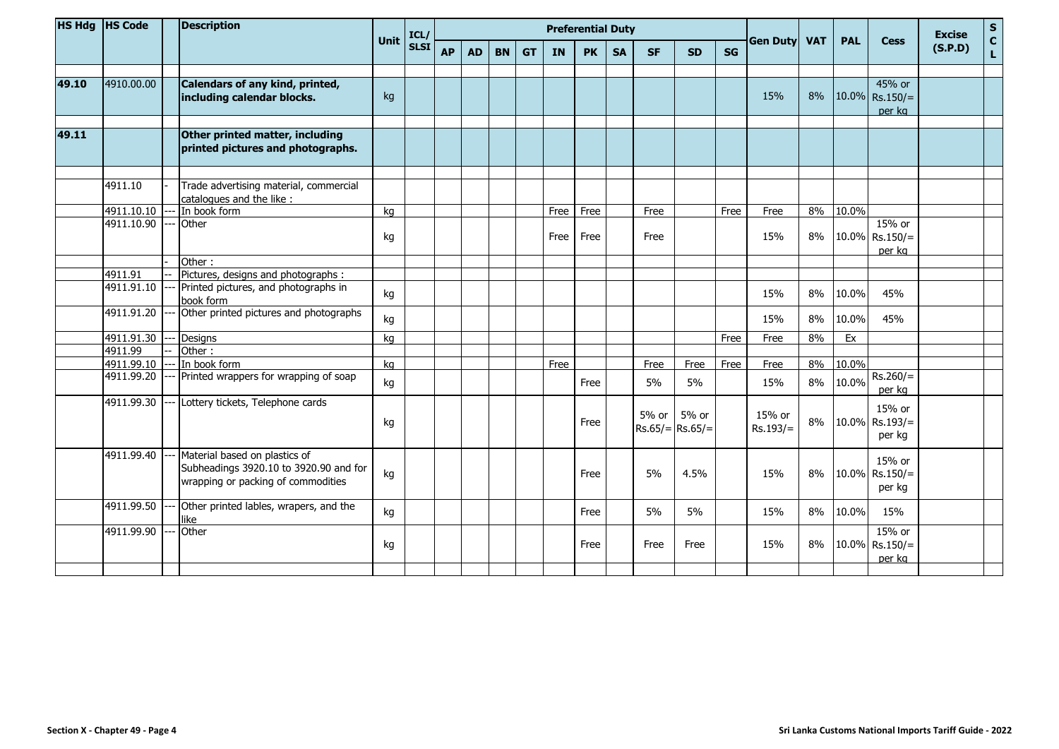| HS Hdg | HS Code | | Description | Unit | ICL/ SLSI | Preferential Duty | | | | | | | | | | Gen Duty | VAT | PAL | Cess | Excise (S.P.D) | S C L |
|---|---|---|---|---|---|---|---|---|---|---|---|---|---|---|---|---|---|---|---|---|---|
| | | | | | | AP | AD | BN | GT | IN | PK | SA | SF | SD | SG | | | | | | |
| 49.10 | 4910.00.00 | | **Calendars of any kind, printed, including calendar blocks.** | kg | | | | | | | | | | | | 15% | 8% | 10.0% | 45% or Rs.150/= per kg | | |
| 49.11 | | | **Other printed matter, including printed pictures and photographs.** | | | | | | | | | | | | | | | | | | |
| | 4911.10 | - | Trade advertising material, commercial catalogues and the like : | | | | | | | | | | | | | | | | | | |
| | 4911.10.10 | --- | In book form | kg | | | | | | Free | Free | | Free | | Free | Free | 8% | 10.0% | | | |
| | 4911.10.90 | --- | Other | kg | | | | | | Free | Free | | Free | | | 15% | 8% | 10.0% | 15% or Rs.150/= per kg | | |
| | | - | Other : | | | | | | | | | | | | | | | | | | |
| | 4911.91 | -- | Pictures, designs and photographs : | | | | | | | | | | | | | | | | | | |
| | 4911.91.10 | --- | Printed pictures, and photographs in book form | kg | | | | | | | | | | | | 15% | 8% | 10.0% | 45% | | |
| | 4911.91.20 | --- | Other printed pictures and photographs | kg | | | | | | | | | | | | 15% | 8% | 10.0% | 45% | | |
| | 4911.91.30 | --- | Designs | kg | | | | | | | | | | | Free | Free | 8% | Ex | | | |
| | 4911.99 | -- | Other : | | | | | | | | | | | | | | | | | | |
| | 4911.99.10 | --- | In book form | kg | | | | | | Free | | | Free | Free | Free | Free | 8% | 10.0% | | | |
| | 4911.99.20 | --- | Printed wrappers for wrapping of soap | kg | | | | | | | Free | | 5% | 5% | | 15% | 8% | 10.0% | Rs.260/= per kg | | |
| | 4911.99.30 | --- | Lottery tickets, Telephone cards | kg | | | | | | | Free | | 5% or Rs.65/= | 5% or Rs.65/= | | 15% or Rs.193/= | 8% | 10.0% | 15% or Rs.193/= per kg | | |
| | 4911.99.40 | --- | Material based on plastics of Subheadings 3920.10 to 3920.90 and for wrapping or packing of commodities | kg | | | | | | | Free | | 5% | 4.5% | | 15% | 8% | 10.0% | 15% or Rs.150/= per kg | | |
| | 4911.99.50 | --- | Other printed lables, wrapers, and the like | kg | | | | | | | Free | | 5% | 5% | | 15% | 8% | 10.0% | 15% | | |
| | 4911.99.90 | --- | Other | kg | | | | | | | Free | | Free | Free | | 15% | 8% | 10.0% | 15% or Rs.150/= per kg | | |